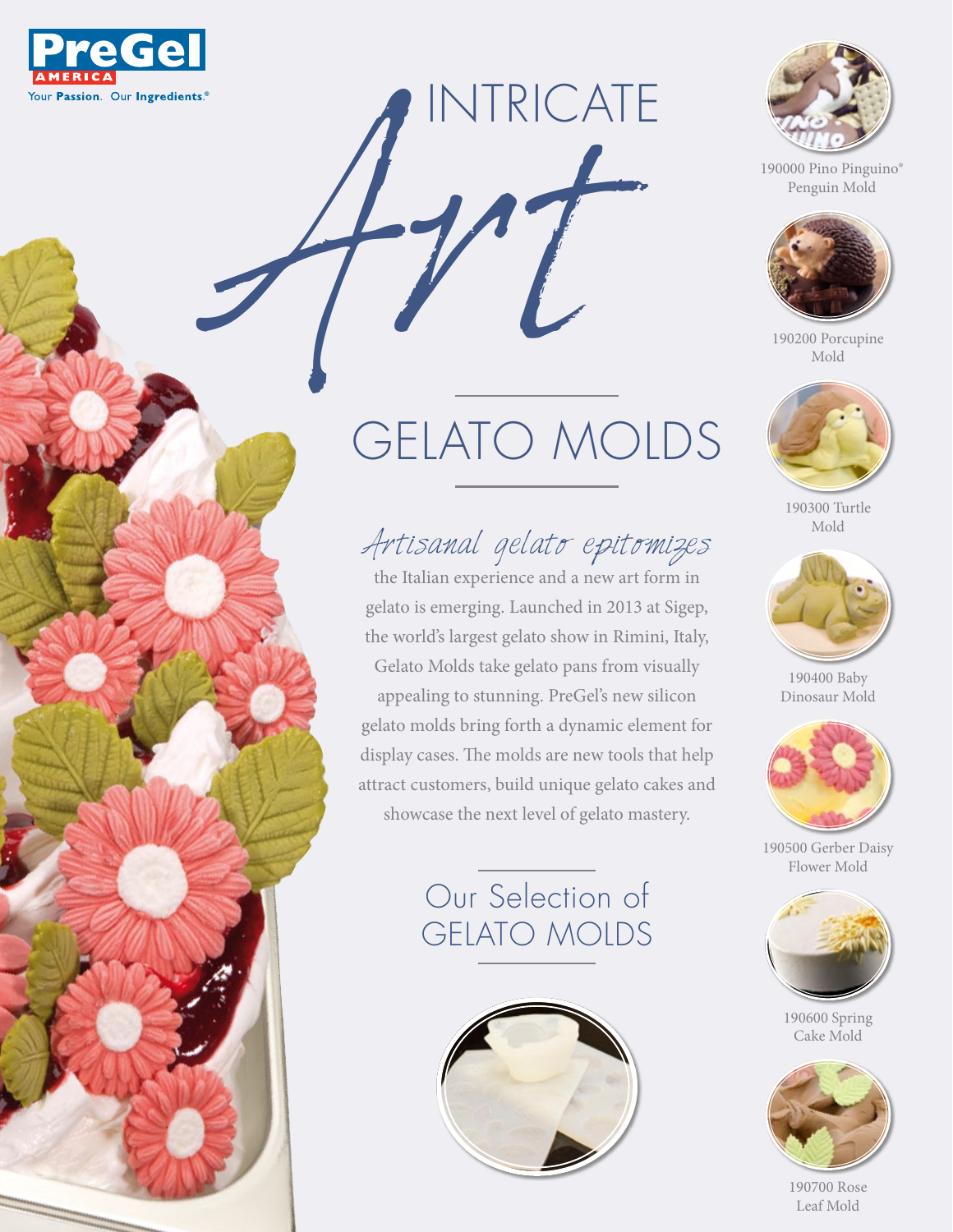PreGel AMERICA

Your Passion. Our Ingredients.®

# INTRICATE Art

## GELATO MOLDS

*Artisanal gelato epitomizes* the Italian experience and a new art form in gelato is emerging. Launched in 2013 at Sigep, the world's largest gelato show in Rimini, Italy, Gelato Molds take gelato pans from visually appealing to stunning. PreGel's new silicon gelato molds bring forth a dynamic element for display cases. The molds are new tools that help attract customers, build unique gelato cakes and showcase the next level of gelato mastery.

## Our Selection of GELATO MOLDS

190000 Pino Pinguino® Penguin Mold

190200 Porcupine Mold

190300 Turtle Mold

190400 Baby Dinosaur Mold

190500 Gerber Daisy Flower Mold

190600 Spring Cake Mold

190700 Rose Leaf Mold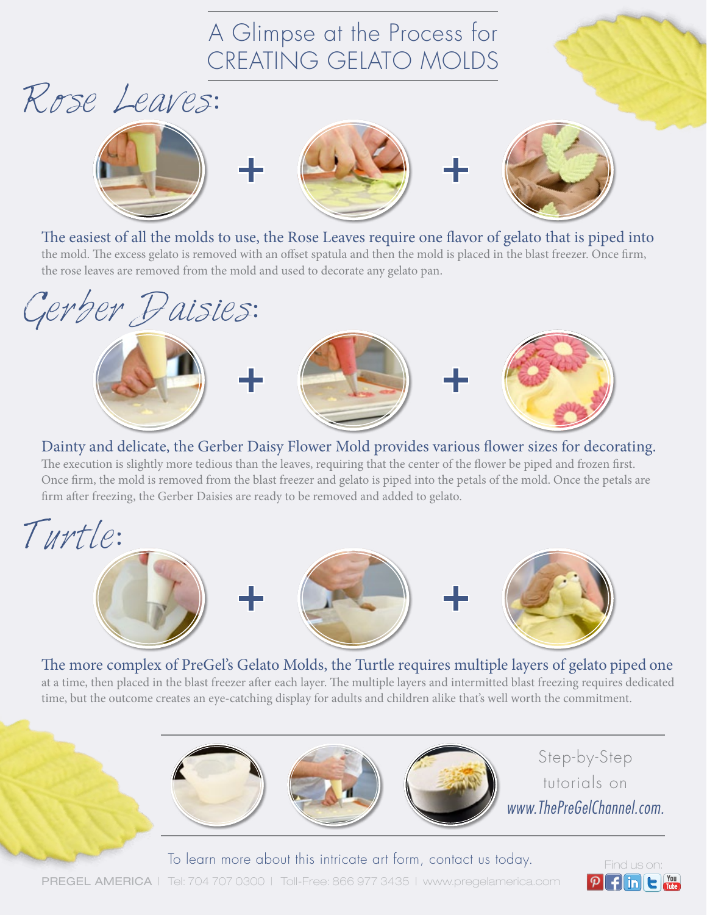# A Glimpse at the Process for CREATING GELATO MOLDS

## Rose Leaves:

The easiest of all the molds to use, the Rose Leaves require one flavor of gelato that is piped into the mold. The excess gelato is removed with an offset spatula and then the mold is placed in the blast freezer. Once firm, the rose leaves are removed from the mold and used to decorate any gelato pan.

## Gerber Daisies:

Dainty and delicate, the Gerber Daisy Flower Mold provides various flower sizes for decorating. The execution is slightly more tedious than the leaves, requiring that the center of the flower be piped and frozen first. Once firm, the mold is removed from the blast freezer and gelato is piped into the petals of the mold. Once the petals are firm after freezing, the Gerber Daisies are ready to be removed and added to gelato.

## Turtle:

The more complex of PreGel's Gelato Molds, the Turtle requires multiple layers of gelato piped one at a time, then placed in the blast freezer after each layer. The multiple layers and intermitted blast freezing requires dedicated time, but the outcome creates an eye-catching display for adults and children alike that's well worth the commitment.

Step-by-Step tutorials on *www.ThePreGelChannel.com.*

To learn more about this intricate art form, contact us today.

PREGEL AMERICA | Tel: 704 707 0300 | Toll-Free: 866 977 3435 | www.pregelamerica.com

Find us on: